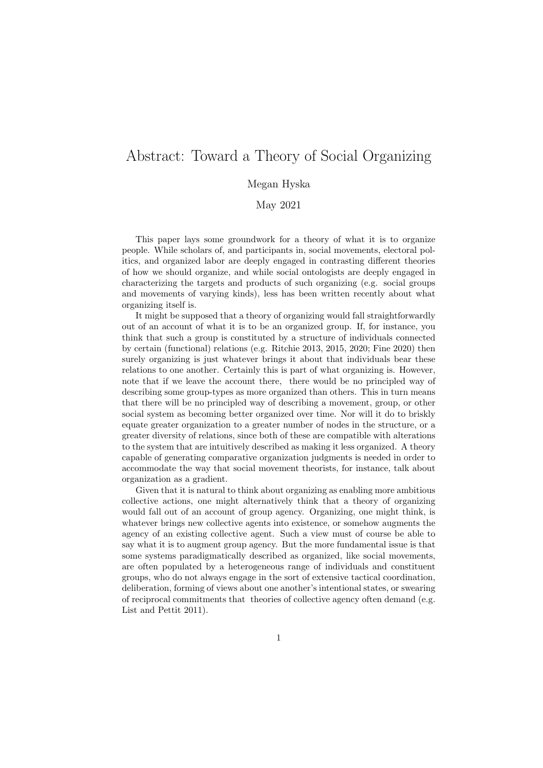# Abstract: Toward a Theory of Social Organizing

Megan Hyska

May 2021

This paper lays some groundwork for a theory of what it is to organize people. While scholars of, and participants in, social movements, electoral politics, and organized labor are deeply engaged in contrasting different theories of how we should organize, and while social ontologists are deeply engaged in characterizing the targets and products of such organizing (e.g. social groups and movements of varying kinds), less has been written recently about what organizing itself is.

It might be supposed that a theory of organizing would fall straightforwardly out of an account of what it is to be an organized group. If, for instance, you think that such a group is constituted by a structure of individuals connected by certain (functional) relations (e.g. Ritchie 2013, 2015, 2020; Fine 2020) then surely organizing is just whatever brings it about that individuals bear these relations to one another. Certainly this is part of what organizing is. However, note that if we leave the account there, there would be no principled way of describing some group-types as more organized than others. This in turn means that there will be no principled way of describing a movement, group, or other social system as becoming better organized over time. Nor will it do to briskly equate greater organization to a greater number of nodes in the structure, or a greater diversity of relations, since both of these are compatible with alterations to the system that are intuitively described as making it less organized. A theory capable of generating comparative organization judgments is needed in order to accommodate the way that social movement theorists, for instance, talk about organization as a gradient.

Given that it is natural to think about organizing as enabling more ambitious collective actions, one might alternatively think that a theory of organizing would fall out of an account of group agency. Organizing, one might think, is whatever brings new collective agents into existence, or somehow augments the agency of an existing collective agent. Such a view must of course be able to say what it is to augment group agency. But the more fundamental issue is that some systems paradigmatically described as organized, like social movements, are often populated by a heterogeneous range of individuals and constituent groups, who do not always engage in the sort of extensive tactical coordination, deliberation, forming of views about one another's intentional states, or swearing of reciprocal commitments that theories of collective agency often demand (e.g. List and Pettit 2011).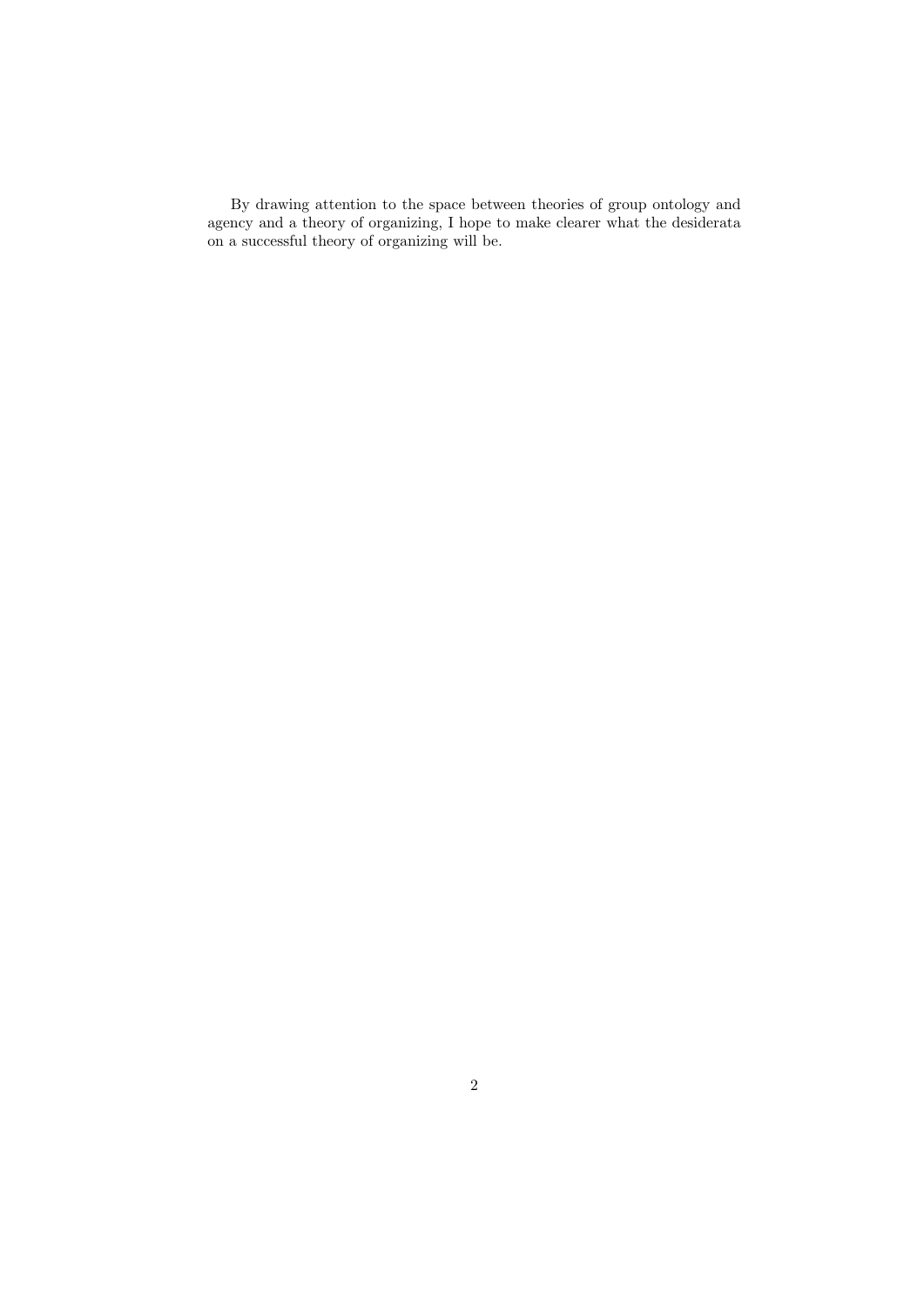By drawing attention to the space between theories of group ontology and agency and a theory of organizing, I hope to make clearer what the desiderata on a successful theory of organizing will be.